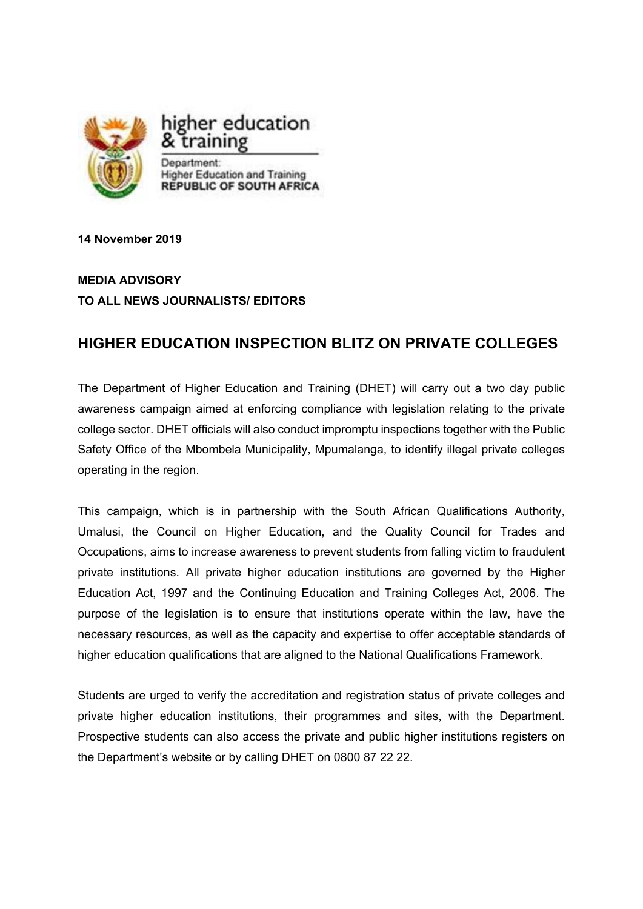higher education & training

Department:
Higher Education and Training
REPUBLIC OF SOUTH AFRICA

**14 November 2019**

**MEDIA ADVISORY**
**TO ALL NEWS JOURNALISTS/ EDITORS**

## HIGHER EDUCATION INSPECTION BLITZ ON PRIVATE COLLEGES

The Department of Higher Education and Training (DHET) will carry out a two day public awareness campaign aimed at enforcing compliance with legislation relating to the private college sector. DHET officials will also conduct impromptu inspections together with the Public Safety Office of the Mbombela Municipality, Mpumalanga, to identify illegal private colleges operating in the region.

This campaign, which is in partnership with the South African Qualifications Authority, Umalusi, the Council on Higher Education, and the Quality Council for Trades and Occupations, aims to increase awareness to prevent students from falling victim to fraudulent private institutions. All private higher education institutions are governed by the Higher Education Act, 1997 and the Continuing Education and Training Colleges Act, 2006. The purpose of the legislation is to ensure that institutions operate within the law, have the necessary resources, as well as the capacity and expertise to offer acceptable standards of higher education qualifications that are aligned to the National Qualifications Framework.

Students are urged to verify the accreditation and registration status of private colleges and private higher education institutions, their programmes and sites, with the Department. Prospective students can also access the private and public higher institutions registers on the Department's website or by calling DHET on 0800 87 22 22.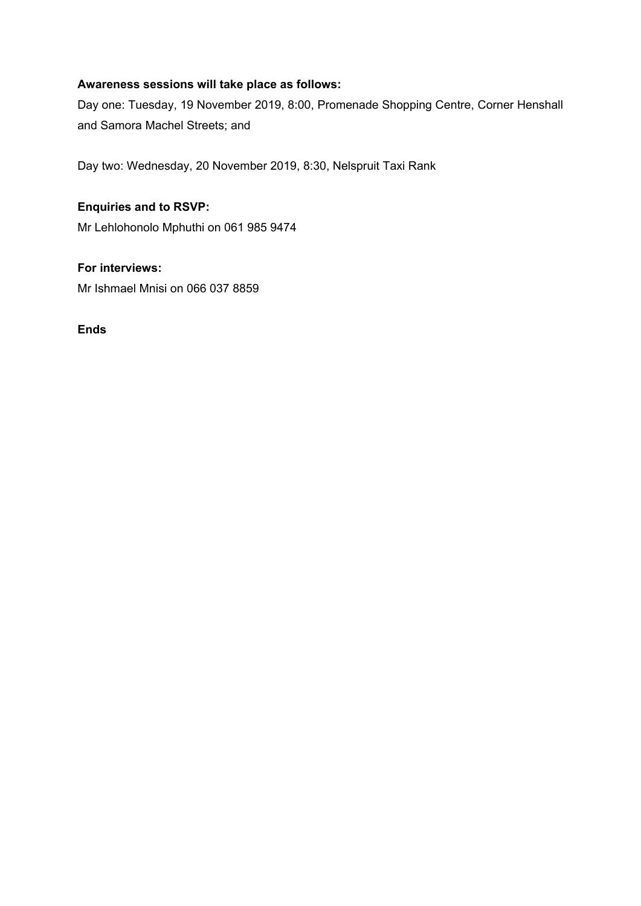**Awareness sessions will take place as follows:**

Day one: Tuesday, 19 November 2019, 8:00, Promenade Shopping Centre, Corner Henshall and Samora Machel Streets; and

Day two: Wednesday, 20 November 2019, 8:30, Nelspruit Taxi Rank

**Enquiries and to RSVP:**

Mr Lehlohonolo Mphuthi on 061 985 9474

**For interviews:**

Mr Ishmael Mnisi on 066 037 8859

**Ends**